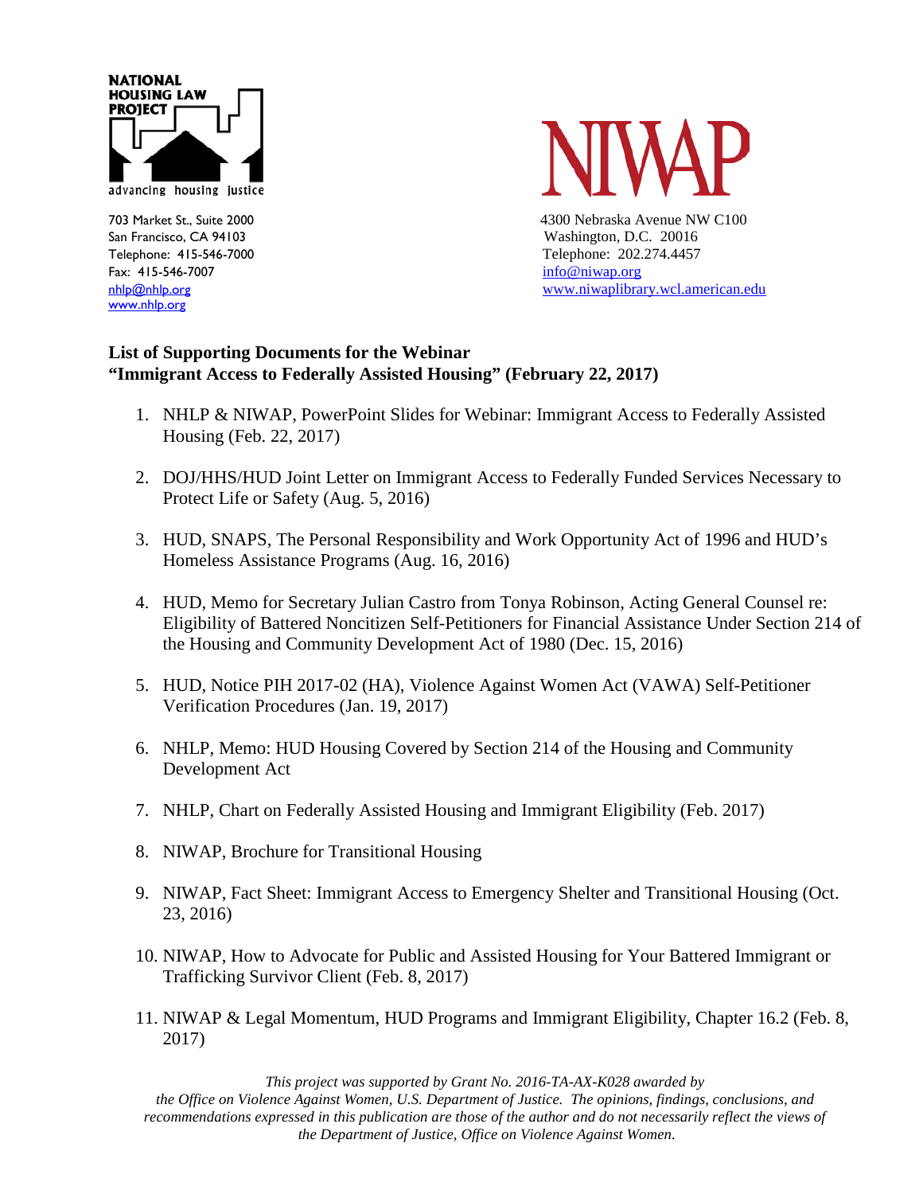NATIONAL HOUSING LAW PROJECT

advancing housing justice

703 Market St., Suite 2000
San Francisco, CA 94103
Telephone: 415-546-7000
Fax: 415-546-7007
nhlp@nhlp.org
www.nhlp.org

NIWAP

4300 Nebraska Avenue NW C100
Washington, D.C. 20016
Telephone: 202.274.4457
info@niwap.org
www.niwaplibrary.wcl.american.edu

**List of Supporting Documents for the Webinar**
**"Immigrant Access to Federally Assisted Housing" (February 22, 2017)**

1. NHLP & NIWAP, PowerPoint Slides for Webinar: Immigrant Access to Federally Assisted Housing (Feb. 22, 2017)
2. DOJ/HHS/HUD Joint Letter on Immigrant Access to Federally Funded Services Necessary to Protect Life or Safety (Aug. 5, 2016)
3. HUD, SNAPS, The Personal Responsibility and Work Opportunity Act of 1996 and HUD's Homeless Assistance Programs (Aug. 16, 2016)
4. HUD, Memo for Secretary Julian Castro from Tonya Robinson, Acting General Counsel re: Eligibility of Battered Noncitizen Self-Petitioners for Financial Assistance Under Section 214 of the Housing and Community Development Act of 1980 (Dec. 15, 2016)
5. HUD, Notice PIH 2017-02 (HA), Violence Against Women Act (VAWA) Self-Petitioner Verification Procedures (Jan. 19, 2017)
6. NHLP, Memo: HUD Housing Covered by Section 214 of the Housing and Community Development Act
7. NHLP, Chart on Federally Assisted Housing and Immigrant Eligibility (Feb. 2017)
8. NIWAP, Brochure for Transitional Housing
9. NIWAP, Fact Sheet: Immigrant Access to Emergency Shelter and Transitional Housing (Oct. 23, 2016)
10. NIWAP, How to Advocate for Public and Assisted Housing for Your Battered Immigrant or Trafficking Survivor Client (Feb. 8, 2017)
11. NIWAP & Legal Momentum, HUD Programs and Immigrant Eligibility, Chapter 16.2 (Feb. 8, 2017)

*This project was supported by Grant No. 2016-TA-AX-K028 awarded by the Office on Violence Against Women, U.S. Department of Justice. The opinions, findings, conclusions, and recommendations expressed in this publication are those of the author and do not necessarily reflect the views of the Department of Justice, Office on Violence Against Women.*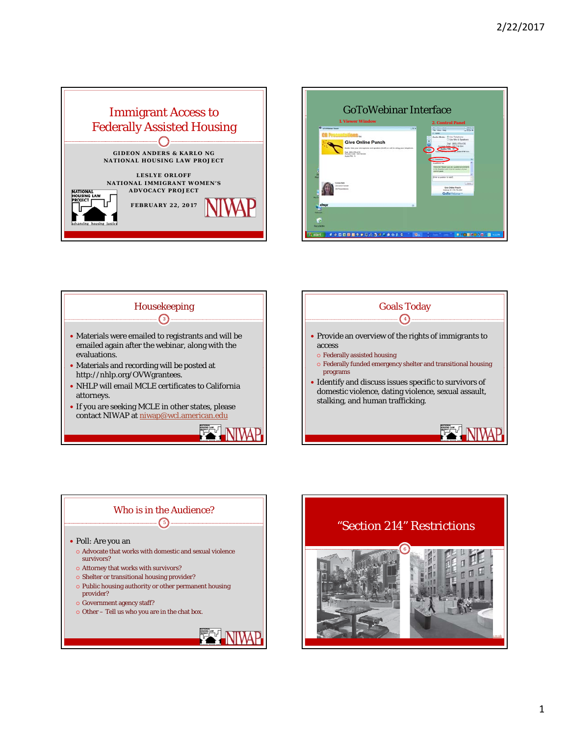# Immigrant Access to Federally Assisted Housing

GIDEON ANDERS & KARLO NG
NATIONAL HOUSING LAW PROJECT

LESLYE ORLOFF
NATIONAL IMMIGRANT WOMEN'S ADVOCACY PROJECT

FEBRUARY 22, 2017

## GoToWebinar Interface

1. Viewer Window

2. Control Panel

## Housekeeping

- Materials were emailed to registrants and will be emailed again after the webinar, along with the evaluations.
- Materials and recording will be posted at http://nhlp.org/OVWgrantees.
- NHLP will email MCLE certificates to California attorneys.
- If you are seeking MCLE in other states, please contact NIWAP at niwap@wcl.american.edu

## Goals Today

- Provide an overview of the rights of immigrants to access
  - Federally assisted housing
  - Federally funded emergency shelter and transitional housing programs
- Identify and discuss issues specific to survivors of domestic violence, dating violence, sexual assault, stalking, and human trafficking.

## Who is in the Audience?

- Poll: Are you an
  - Advocate that works with domestic and sexual violence survivors?
  - Attorney that works with survivors?
  - Shelter or transitional housing provider?
  - Public housing authority or other permanent housing provider?
  - Government agency staff?
  - Other – Tell us who you are in the chat box.

## "Section 214" Restrictions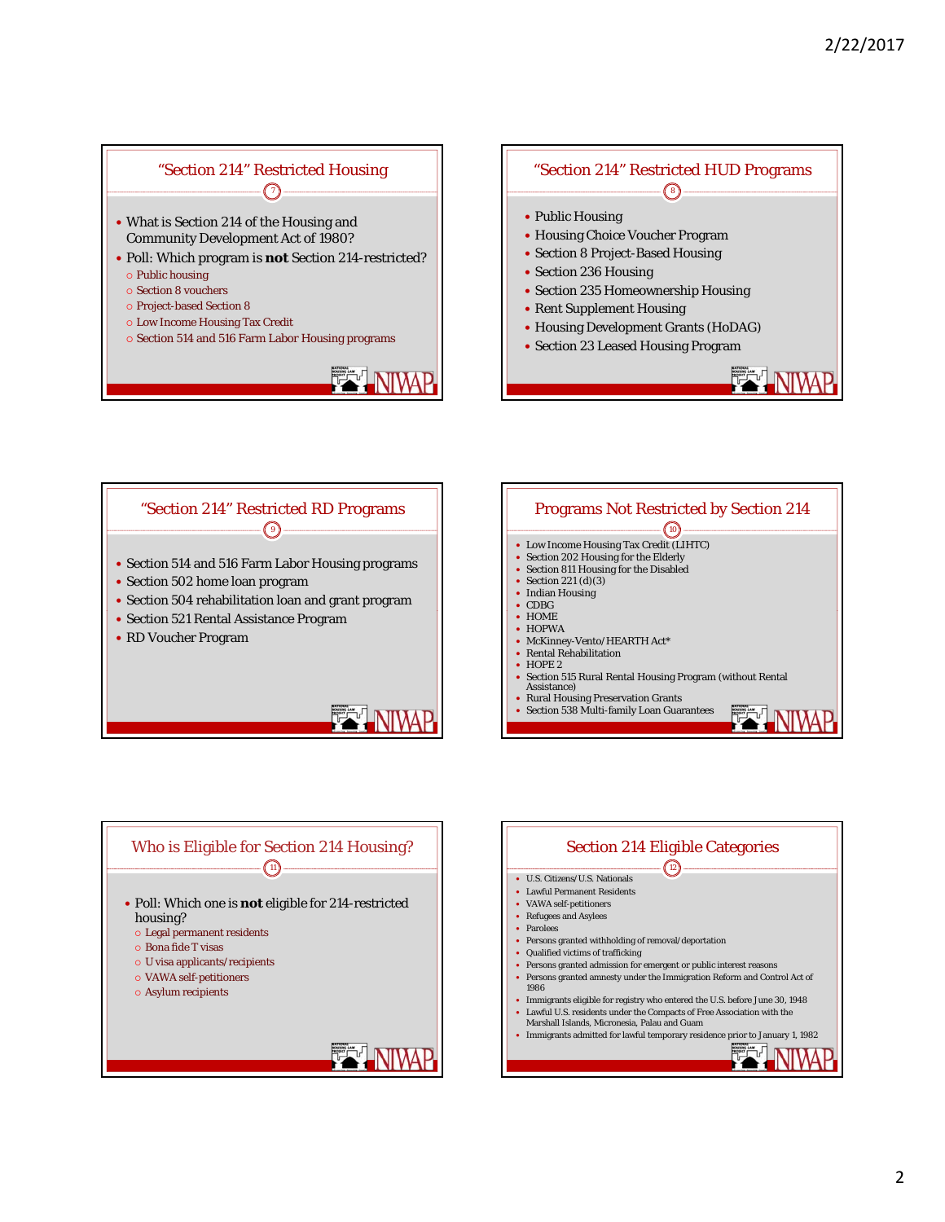## "Section 214" Restricted Housing

- What is Section 214 of the Housing and Community Development Act of 1980?
- Poll: Which program is **not** Section 214-restricted?
  - Public housing
  - Section 8 vouchers
  - Project-based Section 8
  - Low Income Housing Tax Credit
  - Section 514 and 516 Farm Labor Housing programs

## "Section 214" Restricted HUD Programs

- Public Housing
- Housing Choice Voucher Program
- Section 8 Project-Based Housing
- Section 236 Housing
- Section 235 Homeownership Housing
- Rent Supplement Housing
- Housing Development Grants (HoDAG)
- Section 23 Leased Housing Program

## "Section 214" Restricted RD Programs

- Section 514 and 516 Farm Labor Housing programs
- Section 502 home loan program
- Section 504 rehabilitation loan and grant program
- Section 521 Rental Assistance Program
- RD Voucher Program

## Programs Not Restricted by Section 214

- Low Income Housing Tax Credit (LIHTC)
- Section 202 Housing for the Elderly
- Section 811 Housing for the Disabled
- Section 221 (d)(3)
- Indian Housing
- CDBG
- HOME
- HOPWA
- McKinney-Vento/HEARTH Act*
- Rental Rehabilitation
- HOPE 2
- Section 515 Rural Rental Housing Program (without Rental Assistance)
- Rural Housing Preservation Grants
- Section 538 Multi-family Loan Guarantees

## Who is Eligible for Section 214 Housing?

- Poll: Which one is **not** eligible for 214-restricted housing?
  - Legal permanent residents
  - Bona fide T visas
  - U visa applicants/recipients
  - VAWA self-petitioners
  - Asylum recipients

## Section 214 Eligible Categories

- U.S. Citizens/U.S. Nationals
- Lawful Permanent Residents
- VAWA self-petitioners
- Refugees and Asylees
- Parolees
- Persons granted withholding of removal/deportation
- Qualified victims of trafficking
- Persons granted admission for emergent or public interest reasons
- Persons granted amnesty under the Immigration Reform and Control Act of 1986
- Immigrants eligible for registry who entered the U.S. before June 30, 1948
- Lawful U.S. residents under the Compacts of Free Association with the Marshall Islands, Micronesia, Palau and Guam
- Immigrants admitted for lawful temporary residence prior to January 1, 1982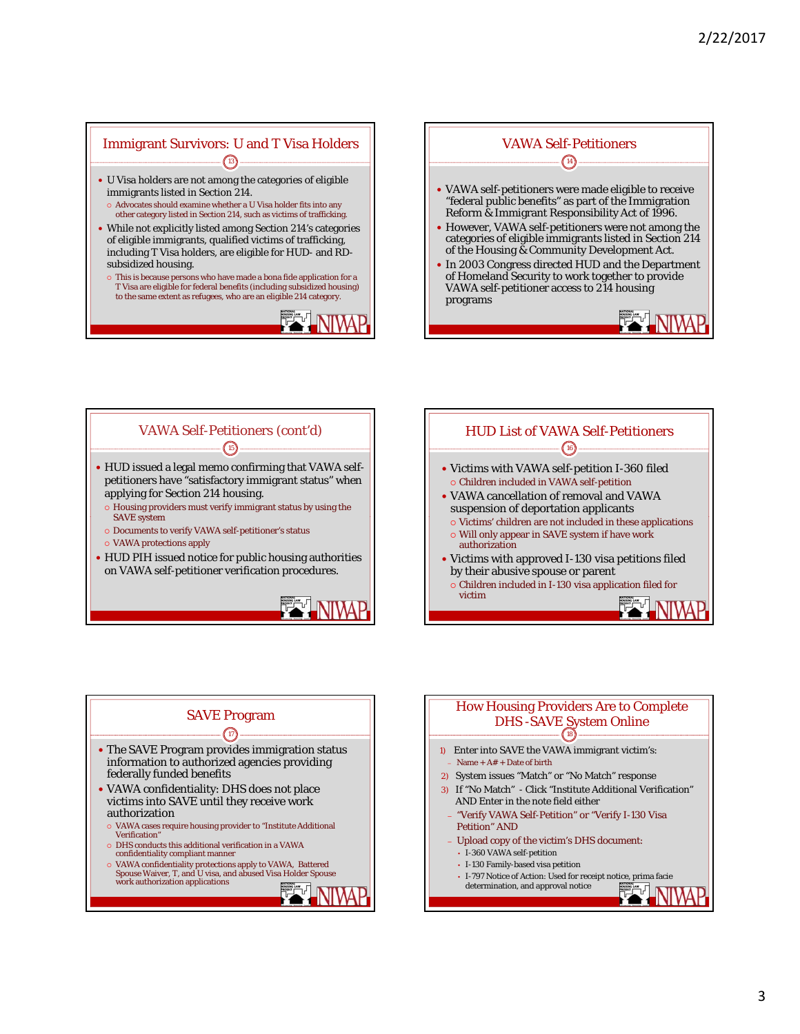## Immigrant Survivors: U and T Visa Holders

- U Visa holders are not among the categories of eligible immigrants listed in Section 214.
  - Advocates should examine whether a U Visa holder fits into any other category listed in Section 214, such as victims of trafficking.
- While not explicitly listed among Section 214's categories of eligible immigrants, qualified victims of trafficking, including T Visa holders, are eligible for HUD- and RD-subsidized housing.
  - This is because persons who have made a bona fide application for a T Visa are eligible for federal benefits (including subsidized housing) to the same extent as refugees, who are an eligible 214 category.

## VAWA Self-Petitioners

- VAWA self-petitioners were made eligible to receive "federal public benefits" as part of the Immigration Reform & Immigrant Responsibility Act of 1996.
- However, VAWA self-petitioners were not among the categories of eligible immigrants listed in Section 214 of the Housing & Community Development Act.
- In 2003 Congress directed HUD and the Department of Homeland Security to work together to provide VAWA self-petitioner access to 214 housing programs

## VAWA Self-Petitioners (cont'd)

- HUD issued a legal memo confirming that VAWA self-petitioners have "satisfactory immigrant status" when applying for Section 214 housing.
  - Housing providers must verify immigrant status by using the SAVE system
  - Documents to verify VAWA self-petitioner's status
  - VAWA protections apply
- HUD PIH issued notice for public housing authorities on VAWA self-petitioner verification procedures.

## HUD List of VAWA Self-Petitioners

- Victims with VAWA self-petition I-360 filed
  - Children included in VAWA self-petition
- VAWA cancellation of removal and VAWA suspension of deportation applicants
  - Victims' children are not included in these applications
  - Will only appear in SAVE system if have work authorization
- Victims with approved I-130 visa petitions filed by their abusive spouse or parent
  - Children included in I-130 visa application filed for victim

## SAVE Program

- The SAVE Program provides immigration status information to authorized agencies providing federally funded benefits
- VAWA confidentiality: DHS does not place victims into SAVE until they receive work authorization
  - VAWA cases require housing provider to "Institute Additional Verification"
  - DHS conducts this additional verification in a VAWA confidentiality compliant manner
  - VAWA confidentiality protections apply to VAWA, Battered Spouse Waiver, T, and U visa, and abused Visa Holder Spouse work authorization applications

## How Housing Providers Are to Complete DHS-SAVE System Online

1) Enter into SAVE the VAWA immigrant victim's:
   - Name + A# + Date of birth
2) System issues "Match" or "No Match" response
3) If "No Match" - Click "Institute Additional Verification" AND Enter in the note field either
   - "Verify VAWA Self-Petition" or "Verify I-130 Visa Petition" AND
   - Upload copy of the victim's DHS document:
     - I-360 VAWA self-petition
     - I-130 Family-based visa petition
     - I-797 Notice of Action: Used for receipt notice, prima facie determination, and approval notice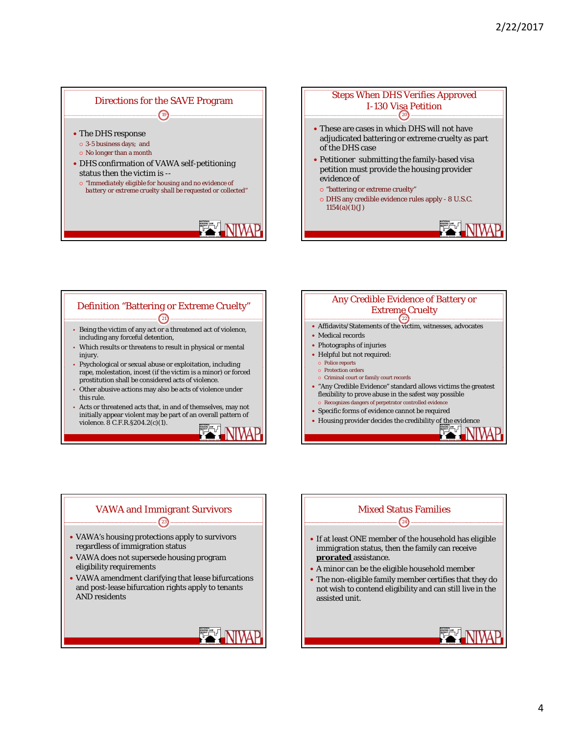## Directions for the SAVE Program

- The DHS response
  - 3-5 business days; and
  - No longer than a month
- DHS confirmation of VAWA self-petitioning status then the victim is --
  - "Immediately eligible for housing and no evidence of battery or extreme cruelty shall be requested or collected"

## Steps When DHS Verifies Approved I-130 Visa Petition

- These are cases in which DHS will not have adjudicated battering or extreme cruelty as part of the DHS case
- Petitioner submitting the family-based visa petition must provide the housing provider evidence of
  - "battering or extreme cruelty"
  - DHS any credible evidence rules apply - 8 U.S.C. 1154(a)(1)(J)

## Definition "Battering or Extreme Cruelty"

- Being the victim of any act or a threatened act of violence, including any forceful detention,
- Which results or threatens to result in physical or mental injury.
- Psychological or sexual abuse or exploitation, including rape, molestation, incest (if the victim is a minor) or forced prostitution shall be considered acts of violence.
- Other abusive actions may also be acts of violence under this rule.
- Acts or threatened acts that, in and of themselves, may not initially appear violent may be part of an overall pattern of violence. 8 C.F.R.§204.2(c)(1).

## Any Credible Evidence of Battery or Extreme Cruelty

- Affidavits/Statements of the victim, witnesses, advocates
- Medical records
- Photographs of injuries
- Helpful but not required:
  - Police reports
  - Protection orders
  - Criminal court or family court records
- "Any Credible Evidence" standard allows victims the greatest flexibility to prove abuse in the safest way possible
  - Recognizes dangers of perpetrator controlled evidence
- Specific forms of evidence cannot be required
- Housing provider decides the credibility of the evidence

## VAWA and Immigrant Survivors

- VAWA's housing protections apply to survivors regardless of immigration status
- VAWA does not supersede housing program eligibility requirements
- VAWA amendment clarifying that lease bifurcations and post-lease bifurcation rights apply to tenants AND residents

## Mixed Status Families

- If at least ONE member of the household has eligible immigration status, then the family can receive **prorated** assistance.
- A minor can be the eligible household member
- The non-eligible family member certifies that they do not wish to contend eligibility and can still live in the assisted unit.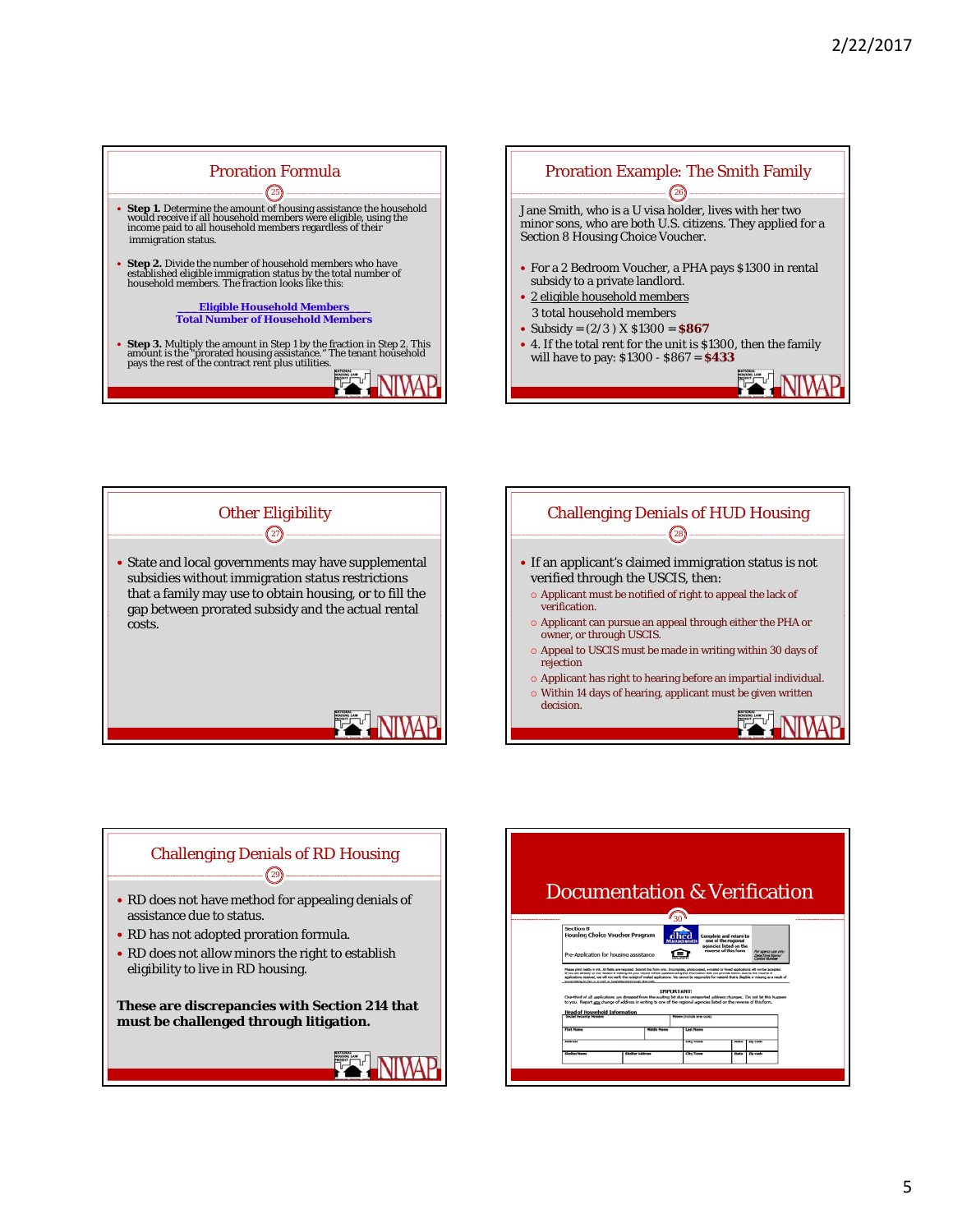## Proration Formula

- **Step 1.** Determine the amount of housing assistance the household would receive if all household members were eligible, using the income paid to all household members regardless of their immigration status.
- **Step 2.** Divide the number of household members who have established eligible immigration status by the total number of household members. The fraction looks like this:

$$\frac{\textbf{Eligible Household Members}}{\textbf{Total Number of Household Members}}$$

- **Step 3.** Multiply the amount in Step 1 by the fraction in Step 2. This amount is the "prorated housing assistance." The tenant household pays the rest of the contract rent plus utilities.

## Proration Example: The Smith Family

Jane Smith, who is a U visa holder, lives with her two minor sons, who are both U.S. citizens. They applied for a Section 8 Housing Choice Voucher.

- For a 2 Bedroom Voucher, a PHA pays $1300 in rental subsidy to a private landlord.
- $\frac{\text{2 eligible household members}}{\text{3 total household members}}$
- Subsidy = (2/3 ) X $1300 = **$867**
- 4. If the total rent for the unit is $1300, then the family will have to pay: $1300 - $867 = **$433**

## Other Eligibility

- State and local governments may have supplemental subsidies without immigration status restrictions that a family may use to obtain housing, or to fill the gap between prorated subsidy and the actual rental costs.

## Challenging Denials of HUD Housing

- If an applicant's claimed immigration status is not verified through the USCIS, then:
  - Applicant must be notified of right to appeal the lack of verification.
  - Applicant can pursue an appeal through either the PHA or owner, or through USCIS.
  - Appeal to USCIS must be made in writing within 30 days of rejection
  - Applicant has right to hearing before an impartial individual.
  - Within 14 days of hearing, applicant must be given written decision.

## Challenging Denials of RD Housing

- RD does not have method for appealing denials of assistance due to status.
- RD has not adopted proration formula.
- RD does not allow minors the right to establish eligibility to live in RD housing.

**These are discrepancies with Section 214 that must be challenged through litigation.**

## Documentation & Verification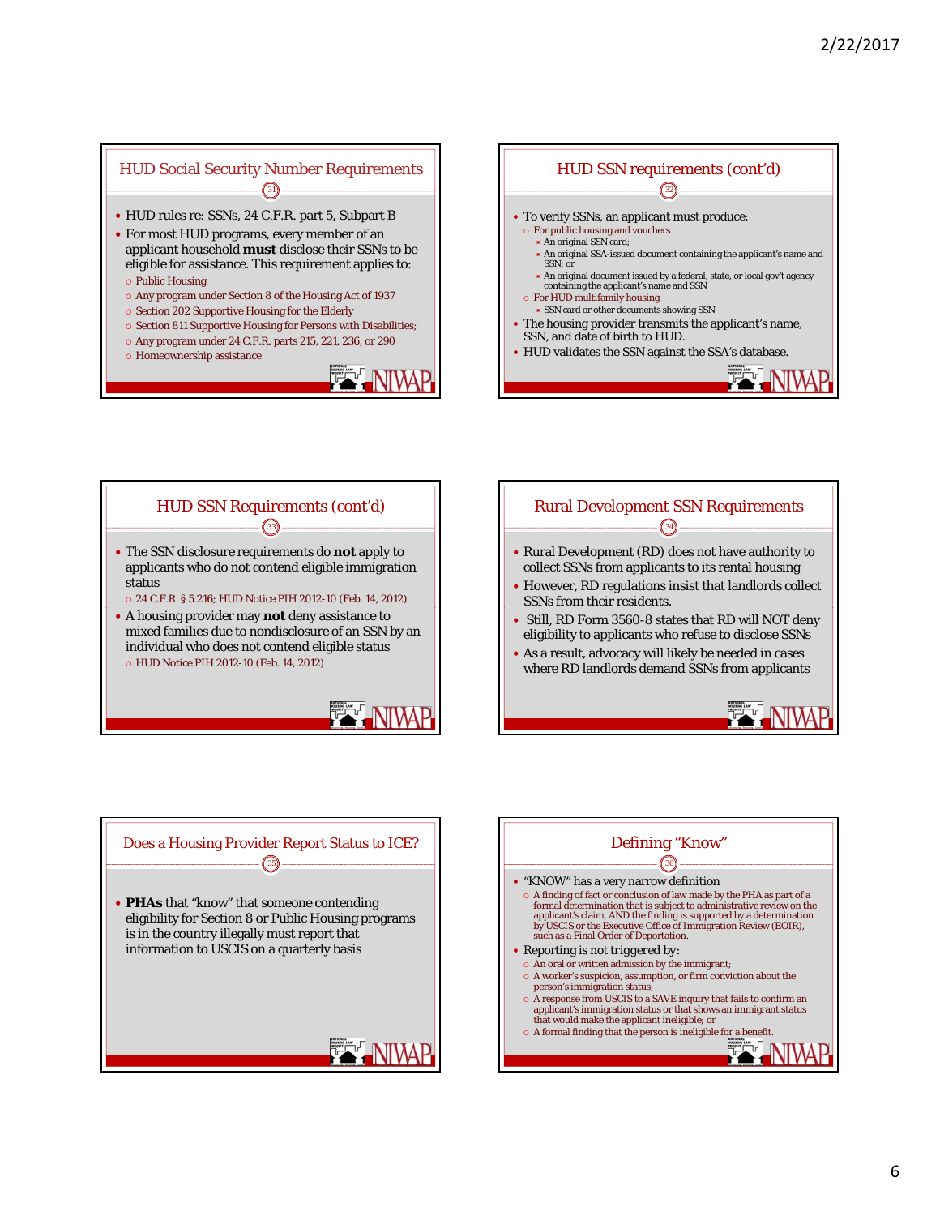## HUD Social Security Number Requirements

- HUD rules re: SSNs, 24 C.F.R. part 5, Subpart B
- For most HUD programs, every member of an applicant household **must** disclose their SSNs to be eligible for assistance. This requirement applies to:
  - Public Housing
  - Any program under Section 8 of the Housing Act of 1937
  - Section 202 Supportive Housing for the Elderly
  - Section 811 Supportive Housing for Persons with Disabilities;
  - Any program under 24 C.F.R. parts 215, 221, 236, or 290
  - Homeownership assistance

## HUD SSN requirements (cont'd)

- To verify SSNs, an applicant must produce:
  - For public housing and vouchers
    - An original SSN card;
    - An original SSA-issued document containing the applicant's name and SSN; or
    - An original document issued by a federal, state, or local gov't agency containing the applicant's name and SSN
  - For HUD multifamily housing
    - SSN card or other documents showing SSN
- The housing provider transmits the applicant's name, SSN, and date of birth to HUD.
- HUD validates the SSN against the SSA's database.

## HUD SSN Requirements (cont'd)

- The SSN disclosure requirements do **not** apply to applicants who do not contend eligible immigration status
  - 24 C.F.R. § 5.216; HUD Notice PIH 2012-10 (Feb. 14, 2012)
- A housing provider may **not** deny assistance to mixed families due to nondisclosure of an SSN by an individual who does not contend eligible status
  - HUD Notice PIH 2012-10 (Feb. 14, 2012)

## Rural Development SSN Requirements

- Rural Development (RD) does not have authority to collect SSNs from applicants to its rental housing
- However, RD regulations insist that landlords collect SSNs from their residents.
- Still, RD Form 3560-8 states that RD will NOT deny eligibility to applicants who refuse to disclose SSNs
- As a result, advocacy will likely be needed in cases where RD landlords demand SSNs from applicants

## Does a Housing Provider Report Status to ICE?

- **PHAs** that "know" that someone contending eligibility for Section 8 or Public Housing programs is in the country illegally must report that information to USCIS on a quarterly basis

## Defining "Know"

- "KNOW" has a very narrow definition
  - A finding of fact or conclusion of law made by the PHA as part of a formal determination that is subject to administrative review on the applicant's claim, AND the finding is supported by a determination by USCIS or the Executive Office of Immigration Review (EOIR), such as a Final Order of Deportation.
- Reporting is not triggered by:
  - An oral or written admission by the immigrant;
  - A worker's suspicion, assumption, or firm conviction about the person's immigration status;
  - A response from USCIS to a SAVE inquiry that fails to confirm an applicant's immigration status or that shows an immigrant status that would make the applicant ineligible; or
  - A formal finding that the person is ineligible for a benefit.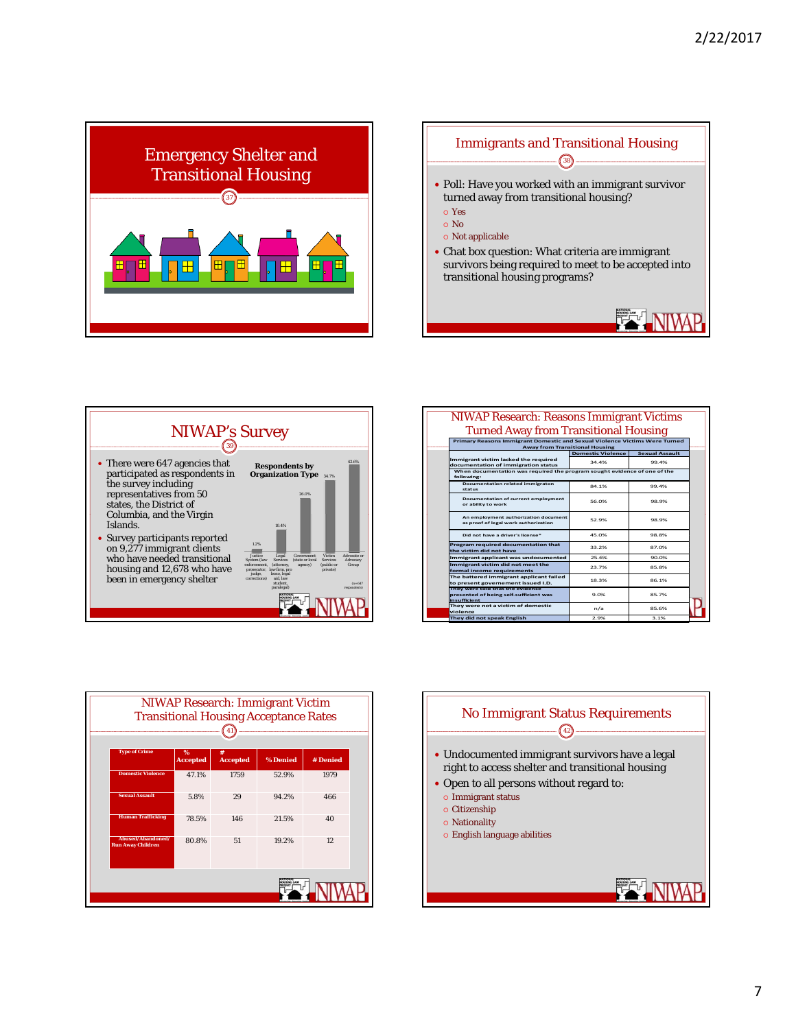## Emergency Shelter and Transitional Housing

## Immigrants and Transitional Housing

- Poll: Have you worked with an immigrant survivor turned away from transitional housing?
  - Yes
  - No
  - Not applicable
- Chat box question: What criteria are immigrant survivors being required to meet to be accepted into transitional housing programs?

## NIWAP's Survey

- There were 647 agencies that participated as respondents in the survey including representatives from 50 states, the District of Columbia, and the Virgin Islands.
- Survey participants reported on 9,277 immigrant clients who have needed transitional housing and 12,678 who have been in emergency shelter

**Respondents by Organization Type**

| Organization Type | Percent |
|---|---|
| Justice System (law enforcement, prosecutor, judges, corrections) | 1.2% |
| Legal Services (attorney, law firm, pro bono, legal aid, law student, paralegal) | 10.4% |
| Government (state or local agency) | 26.0% |
| Victim Services (public or private) | 34.7% |
| Advocate or Advocacy Group | 42.6% |

(n=647 respondents)

## NIWAP Research: Reasons Immigrant Victims Turned Away from Transitional Housing

**Primary Reasons Immigrant Domestic and Sexual Violence Victims Were Turned Away from Transitional Housing**

| | Domestic Violence | Sexual Assault |
|---|---|---|
| Immigrant victim lacked the required documentation of immigration status | 34.4% | 99.4% |
| When documentation was required the program sought evidence of one of the following: | | |
| Documentation related immigraton status | 84.1% | 99.4% |
| Documentation of current employment or ability to work | 56.0% | 98.9% |
| An employment authorization document as proof of legal work authorization | 52.9% | 98.9% |
| Did not have a driver's license* | 45.0% | 98.8% |
| Program required documentation that the victim did not have | 33.2% | 87.0% |
| Immigrant applicant was undocumented | 25.6% | 90.0% |
| Immigrant victim did not meet the formal income requirements | 23.7% | 85.8% |
| The battered immigrant applicant failed to present governement issued I.D. | 18.3% | 86.1% |
| They were told that the evidence presented of being self-sufficient was insufficient | 9.0% | 85.7% |
| They were not a victim of domestic violence | n/a | 85.6% |
| They did not speak English | 2.9% | 3.1% |

## NIWAP Research: Immigrant Victim Transitional Housing Acceptance Rates

| Type of Crime | % Accepted | # Accepted | % Denied | # Denied |
|---|---|---|---|---|
| Domestic Violence | 47.1% | 1759 | 52.9% | 1979 |
| Sexual Assault | 5.8% | 29 | 94.2% | 466 |
| Human Trafficking | 78.5% | 146 | 21.5% | 40 |
| Abused/Abandoned/ Run Away Children | 80.8% | 51 | 19.2% | 12 |

## No Immigrant Status Requirements

- Undocumented immigrant survivors have a legal right to access shelter and transitional housing
- Open to all persons without regard to:
  - Immigrant status
  - Citizenship
  - Nationality
  - English language abilities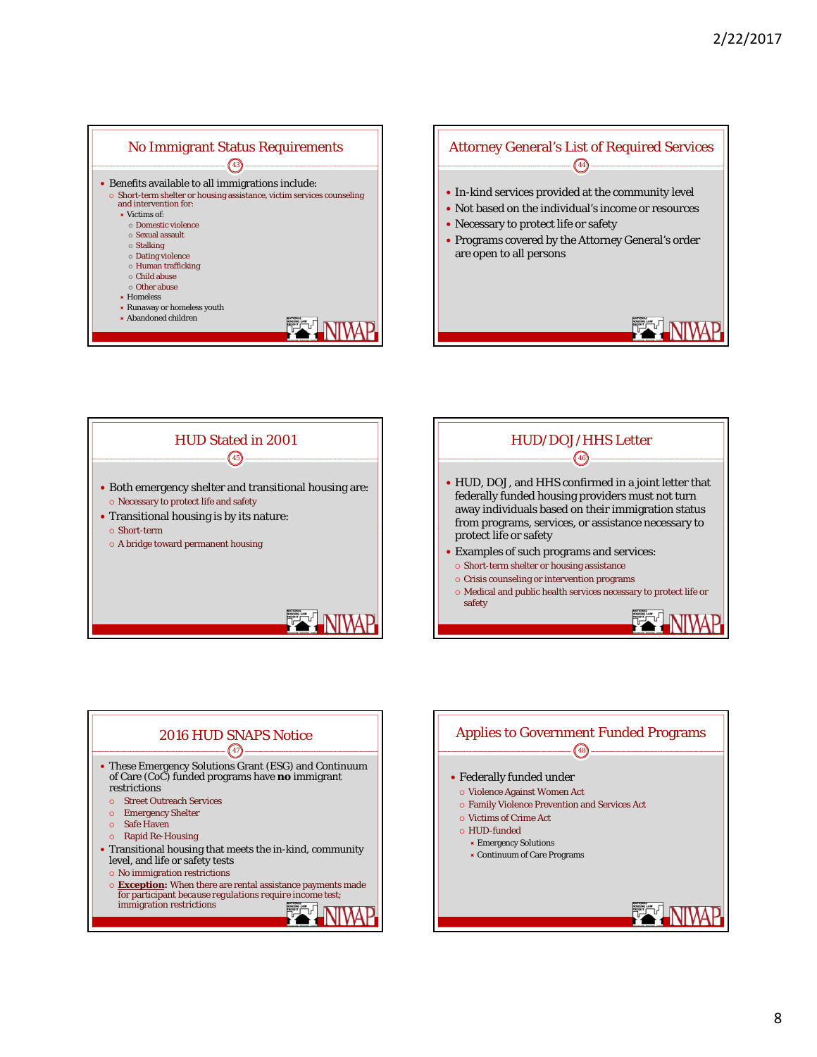## No Immigrant Status Requirements

- Benefits available to all immigrations include:
  - Short-term shelter or housing assistance, victim services counseling and intervention for:
    - Victims of:
      - Domestic violence
      - Sexual assault
      - Stalking
      - Dating violence
      - Human trafficking
      - Child abuse
      - Other abuse
    - Homeless
    - Runaway or homeless youth
    - Abandoned children

## Attorney General's List of Required Services

- In-kind services provided at the community level
- Not based on the individual's income or resources
- Necessary to protect life or safety
- Programs covered by the Attorney General's order are open to all persons

## HUD Stated in 2001

- Both emergency shelter and transitional housing are:
  - Necessary to protect life and safety
- Transitional housing is by its nature:
  - Short-term
  - A bridge toward permanent housing

## HUD/DOJ/HHS Letter

- HUD, DOJ, and HHS confirmed in a joint letter that federally funded housing providers must not turn away individuals based on their immigration status from programs, services, or assistance necessary to protect life or safety
- Examples of such programs and services:
  - Short-term shelter or housing assistance
  - Crisis counseling or intervention programs
  - Medical and public health services necessary to protect life or safety

## 2016 HUD SNAPS Notice

- These Emergency Solutions Grant (ESG) and Continuum of Care (CoC) funded programs have **no** immigrant restrictions
  - Street Outreach Services
  - Emergency Shelter
  - Safe Haven
  - Rapid Re-Housing
- Transitional housing that meets the in-kind, community level, and life or safety tests
  - No immigration restrictions
  - **Exception:** When there are rental assistance payments made for participant because regulations require income test; immigration restrictions

## Applies to Government Funded Programs

- Federally funded under
  - Violence Against Women Act
  - Family Violence Prevention and Services Act
  - Victims of Crime Act
  - HUD-funded
    - Emergency Solutions
    - Continuum of Care Programs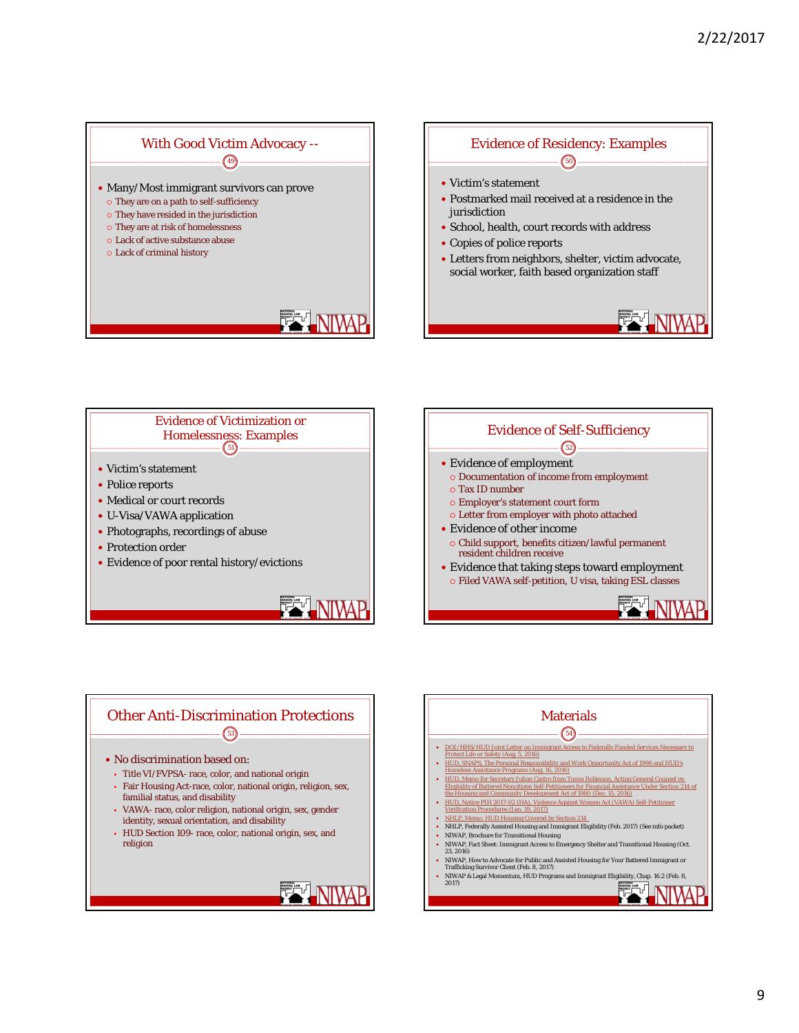## With Good Victim Advocacy --

- Many/Most immigrant survivors can prove
  - They are on a path to self-sufficiency
  - They have resided in the jurisdiction
  - They are at risk of homelessness
  - Lack of active substance abuse
  - Lack of criminal history

## Evidence of Residency: Examples

- Victim's statement
- Postmarked mail received at a residence in the jurisdiction
- School, health, court records with address
- Copies of police reports
- Letters from neighbors, shelter, victim advocate, social worker, faith based organization staff

## Evidence of Victimization or Homelessness: Examples

- Victim's statement
- Police reports
- Medical or court records
- U-Visa/VAWA application
- Photographs, recordings of abuse
- Protection order
- Evidence of poor rental history/evictions

## Evidence of Self-Sufficiency

- Evidence of employment
  - Documentation of income from employment
  - Tax ID number
  - Employer's statement court form
  - Letter from employer with photo attached
- Evidence of other income
  - Child support, benefits citizen/lawful permanent resident children receive
- Evidence that taking steps toward employment
  - Filed VAWA self-petition, U visa, taking ESL classes

## Other Anti-Discrimination Protections

- No discrimination based on:
  - Title VI/FVPSA- race, color, and national origin
  - Fair Housing Act-race, color, national origin, religion, sex, familial status, and disability
  - VAWA- race, color religion, national origin, sex, gender identity, sexual orientation, and disability
  - HUD Section 109- race, color, national origin, sex, and religion

## Materials

- DOJ/HHS/HUD Joint Letter on Immigrant Access to Federally Funded Services Necessary to Protect Life or Safety (Aug. 5, 2016)
- HUD, SNAPS, The Personal Responsibility and Work Opportunity Act of 1996 and HUD's Homeless Assistance Programs (Aug. 16, 2016)
- HUD, Memo for Secretary Julian Castro from Tonya Robinson, Acting General Counsel re: Eligibility of Battered Noncitizen Self-Petitioners for Financial Assistance Under Section 214 of the Housing and Community Development Act of 1980 (Dec. 15, 2016)
- HUD, Notice PIH 2017-02 (HA), Violence Against Women Act (VAWA) Self-Petitioner Verification Procedures (Jan. 19, 2017)
- NHLP, Memo: HUD Housing Covered by Section 214
- NHLP, Federally Assisted Housing and Immigrant Eligibility (Feb. 2017) (See info packet)
- NIWAP, Brochure for Transitional Housing
- NIWAP, Fact Sheet: Immigrant Access to Emergency Shelter and Transitional Housing (Oct. 23, 2016)
- NIWAP, How to Advocate for Public and Assisted Housing for Your Battered Immigrant or Trafficking Survivor Client (Feb. 8, 2017)
- NIWAP & Legal Momentum, HUD Programs and Immigrant Eligibility, Chap. 16.2 (Feb. 8, 2017)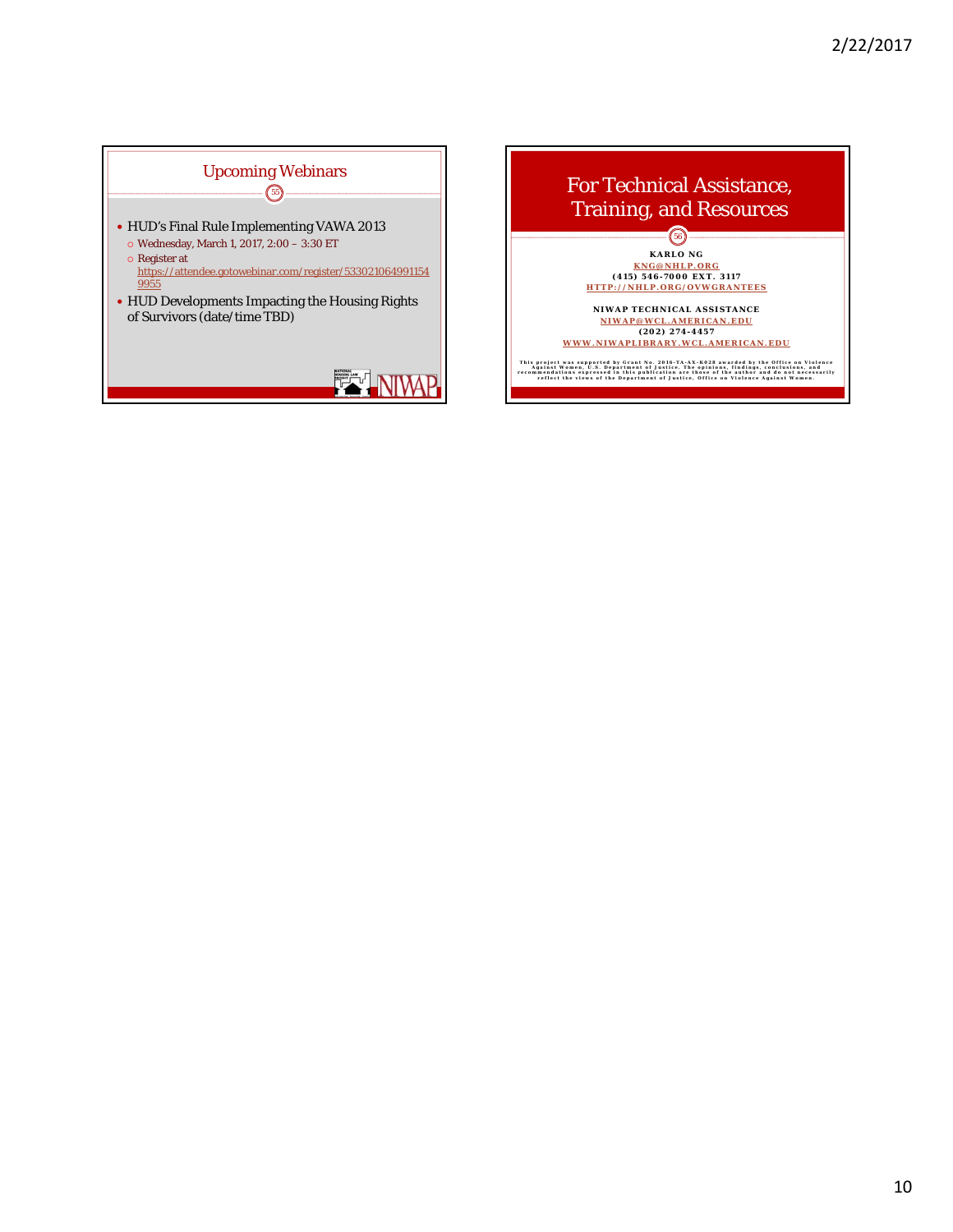## Upcoming Webinars

55

- HUD's Final Rule Implementing VAWA 2013
  - Wednesday, March 1, 2017, 2:00 – 3:30 ET
  - Register at https://attendee.gotowebinar.com/register/5330210649911549955
- HUD Developments Impacting the Housing Rights of Survivors (date/time TBD)

NATIONAL HOUSING LAW PROJECT

NIWAP

## For Technical Assistance, Training, and Resources

56

**KARLO NG**
KNG@NHLP.ORG
**(415) 546-7000 EXT. 3117**
HTTP://NHLP.ORG/OVWGRANTEES

**NIWAP TECHNICAL ASSISTANCE**
NIWAP@WCL.AMERICAN.EDU
**(202) 274-4457**
WWW.NIWAPLIBRARY.WCL.AMERICAN.EDU

This project was supported by Grant No. 2016-TA-AX-K028 awarded by the Office on Violence Against Women, U.S. Department of Justice. The opinions, findings, conclusions, and recommendations expressed in this publication are those of the author and do not necessarily reflect the views of the Department of Justice, Office on Violence Against Women.